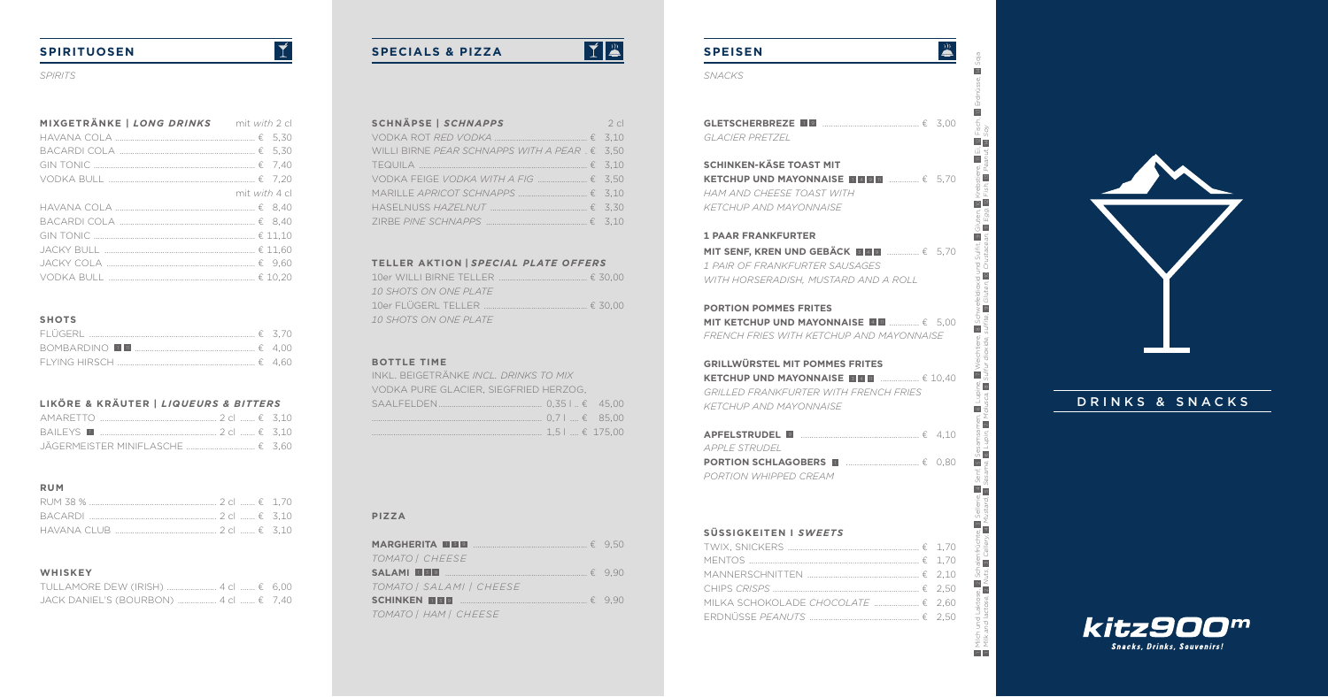## SPIRITUOSEN

*SPIRITS*

| MIXGETRÄNKE \| *LONG DRINKS* | mit *with* 2 cl |
|---|---|
| HAVANA COLA | € 5,30 |
| BACARDI COLA | € 5,30 |
| GIN TONIC | € 7,40 |
| VODKA BULL | € 7,20 |
| | mit *with* 4 cl |
| HAVANA COLA | € 8,40 |
| BACARDI COLA | € 8,40 |
| GIN TONIC | € 11,10 |
| JACKY BULL | € 11,60 |
| JACKY COLA | € 9,60 |
| VODKA BULL | € 10,20 |

### SHOTS

| | |
|---|---|
| FLÜGERL | € 3,70 |
| BOMBARDINO | € 4,00 |
| FLYING HIRSCH | € 4,60 |

### LIKÖRE & KRÄUTER | *LIQUEURS & BITTERS*

| | | |
|---|---|---|
| AMARETTO | 2 cl | € 3,10 |
| BAILEYS | 2 cl | € 3,10 |
| JÄGERMEISTER MINIFLASCHE | | € 3,60 |

### RUM

| | | |
|---|---|---|
| RUM 38 % | 2 cl | € 1,70 |
| BACARDI | 2 cl | € 3,10 |
| HAVANA CLUB | 2 cl | € 3,10 |

### WHISKEY

| | | |
|---|---|---|
| TULLAMORE DEW (IRISH) | 4 cl | € 6,00 |
| JACK DANIEL'S (BOURBON) | 4 cl | € 7,40 |

## SPECIALS & PIZZA

| SCHNÄPSE \| *SCHNAPPS* | 2 cl |
|---|---|
| VODKA ROT *RED VODKA* | € 3,10 |
| WILLI BIRNE *PEAR SCHNAPPS WITH A PEAR* | € 3,50 |
| TEQUILA | € 3,10 |
| VODKA FEIGE *VODKA WITH A FIG* | € 3,50 |
| MARILLE *APRICOT SCHNAPPS* | € 3,10 |
| HASELNUSS *HAZELNUT* | € 3,30 |
| ZIRBE *PINE SCHNAPPS* | € 3,10 |

### TELLER AKTION | *SPECIAL PLATE OFFERS*

10er WILLI BIRNE TELLER ........ € 30,00
*10 SHOTS ON ONE PLATE*

10er FLÜGERL TELLER ........ € 30,00
*10 SHOTS ON ONE PLATE*

### BOTTLE TIME

INKL. BEIGETRÄNKE *INCL. DRINKS TO MIX*
VODKA PURE GLACIER, SIEGFRIED HERZOG, SAALFELDEN

| | |
|---|---|
| 0,35 l | € 45,00 |
| 0,7 l | € 85,00 |
| 1,5 l | € 175,00 |

### PIZZA

**MARGHERITA** ........ € 9,50
*TOMATO | CHEESE*

**SALAMI** ........ € 9,90
*TOMATO | SALAMI | CHEESE*

**SCHINKEN** ........ € 9,90
*TOMATO | HAM | CHEESE*

## SPEISEN

*SNACKS*

**GLETSCHERBREZE** ........ € 3,00
*GLACIER PRETZEL*

**SCHINKEN-KÄSE TOAST MIT KETCHUP UND MAYONNAISE** ........ € 5,70
*HAM AND CHEESE TOAST WITH KETCHUP AND MAYONNAISE*

**1 PAAR FRANKFURTER MIT SENF, KREN UND GEBÄCK** ........ € 5,70
*1 PAIR OF FRANKFURTER SAUSAGES WITH HORSERADISH, MUSTARD AND A ROLL*

**PORTION POMMES FRITES MIT KETCHUP UND MAYONNAISE** ........ € 5,00
*FRENCH FRIES WITH KETCHUP AND MAYONNAISE*

**GRILLWÜRSTEL MIT POMMES FRITES KETCHUP UND MAYONNAISE** ........ € 10,40
*GRILLED FRANKFURTER WITH FRENCH FRIES KETCHUP AND MAYONNAISE*

**APFELSTRUDEL** ........ € 4,10
*APPLE STRUDEL*

**PORTION SCHLAGOBERS** ........ € 0,80
*PORTION WHIPPED CREAM*

### SÜSSIGKEITEN | *SWEETS*

| | |
|---|---|
| TWIX, SNICKERS | € 1,70 |
| MENTOS | € 1,70 |
| MANNERSCHNITTEN | € 2,10 |
| CHIPS *CRISPS* | € 2,50 |
| MILKA SCHOKOLADE *CHOCOLATE* | € 2,60 |
| ERDNÜSSE *PEANUTS* | € 2,50 |

Milch und Laktose *Milk and lactose* | Schalenfrüchte *Nuts* | Sellerie *Celery* | Senf *Mustard* | Sesamsamen *Sesame* | Lupine *Lupin* | Weichtiere *Molluscs* | Schwefeldioxid und Sulfit *Sulfur dioxide, sulfite* | Gluten *Gluten* | Krebstiere *Crustacean* | Ei *Eggs* | Fisch *Fish* | Erdnüsse *Peanut* | Soja *Soy*

DRINKS & SNACKS

kitz900m
Snacks, Drinks, Souvenirs!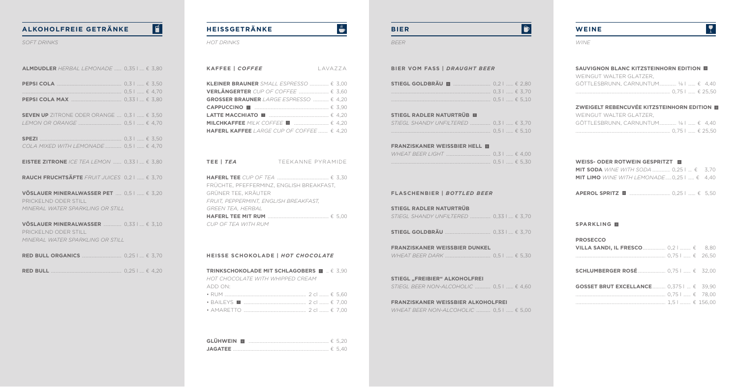## ALKOHOLFREIE GETRÄNKE

*SOFT DRINKS*

**ALMDUDLER** *HERBAL LEMONADE* ...... 0,35 l .... € 3,80

**PEPSI COLA** ........ 0,3 l ...... € 3,50
........ 0,5 l ...... € 4,70
**PEPSI COLA MAX** ........ 0,33 l .... € 3,80

**SEVEN UP** ZITRONE ODER ORANGE .... 0,3 l ...... € 3,50
*LEMON OR ORANGE* ........ 0,5 l ...... € 4,70

**SPEZI** ........ 0,3 l ...... € 3,50
*COLA MIXED WITH LEMONADE* ........ 0,5 l ...... € 4,70

**EISTEE ZITRONE** *ICE TEA LEMON* ....... 0,33 l .... € 3,80

**RAUCH FRUCHTSÄFTE** *FRUIT JUICES* 0,2 l ...... € 3,70

**VÖSLAUER MINERALWASSER PET** ..... 0,5 l ...... € 3,20
PRICKELND ODER STILL
*MINERAL WATER SPARKLING OR STILL*

**VÖSLAUER MINERALWASSER** ........ 0,33 l .... € 3,10
PRICKELND ODER STILL
*MINERAL WATER SPARKLING OR STILL*

**RED BULL ORGANICS** ........ 0,25 l .... € 3,70

**RED BULL** ........ 0,25 l .... € 4,20

## HEISSGETRÄNKE

*HOT DRINKS*

### KAFFEE | *COFFEE* — LAVAZZA

**KLEINER BRAUNER** *SMALL ESPRESSO* ........ € 3,00
**VERLÄNGERTER** *CUP OF COFFEE* ........ € 3,60
**GROSSER BRAUNER** *LARGE ESPRESSO* ........ € 4,20
**CAPPUCCINO** ■ ........ € 3,90
**LATTE MACCHIATO** ■ ........ € 4,20
**MILCHKAFFEE** *MILK COFFEE* ■ ........ € 4,20
**HAFERL KAFFEE** *LARGE CUP OF COFFEE* ........ € 4,20

### TEE | *TEA* — TEEKANNE PYRAMIDE

**HAFERL TEE** *CUP OF TEA* ........ € 3,30
FRÜCHTE, PFEFFERMINZ, ENGLISH BREAKFAST,
GRÜNER TEE, KRÄUTER
*FRUIT, PEPPERMINT, ENGLISH BREAKFAST,*
*GREEN TEA, HERBAL*
**HAFERL TEE MIT RUM** ........ € 5,00
*CUP OF TEA WITH RUM*

### HEISSE SCHOKOLADE | *HOT CHOCOLATE*

**TRINKSCHOKOLADE MIT SCHLAGOBERS** ■ .. € 3,90
*HOT CHOCOLATE WITH WHIPPED CREAM*
ADD ON:
- RUM ........ 2 cl ........ € 5,60
- BAILEYS ■ ........ 2 cl ........ € 7,00
- AMARETTO ........ 2 cl ........ € 7,00

**GLÜHWEIN** ■ ........ € 5,20
**JAGATEE** ........ € 5,40

## BIER

*BEER*

### BIER VOM FASS | *DRAUGHT BEER*

**STIEGL GOLDBRÄU** ■ ........ 0,2 l ...... € 2,80
........ 0,3 l ...... € 3,70
........ 0,5 l ...... € 5,10

**STIEGL RADLER NATURTRÜB** ■
*STIEGL SHANDY UNFILTERED* ........ 0,3 l ...... € 3,70
........ 0,5 l ...... € 5,10

**FRANZISKANER WEISSBIER HELL** ■
*WHEAT BEER LIGHT* ........ 0,3 l ...... € 4,00
........ 0,5 l ...... € 5,30

### FLASCHENBIER | *BOTTLED BEER*

**STIEGL RADLER NATURTRÜB**
*STIEGL SHANDY UNFILTERED* ........ 0,33 l .... € 3,70

**STIEGL GOLDBRÄU** ........ 0,33 l .... € 3,70

**FRANZISKANER WEISSBIER DUNKEL**
*WHEAT BEER DARK* ........ 0,5 l ...... € 5,30

**STIEGL „FREIBIER" ALKOHOLFREI**
*STIEGL BEER NON-ALCOHOLIC* ........ 0,5 l ...... € 4,60

**FRANZISKANER WEISSBIER ALKOHOLFREI**
*WHEAT BEER NON-ALCOHOLIC* ........ 0,5 l ...... € 5,00

## WEINE

*WINE*

**SAUVIGNON BLANC KITZSTEINHORN EDITION** ■
WEINGUT WALTER GLATZER,
GÖTTLESBRUNN, CARNUNTUM........ ⅛ l ...... € 4,40
........ 0,75 l ...... € 25,50

**ZWEIGELT REBENCUVÉE KITZSTEINHORN EDITION** ■
WEINGUT WALTER GLATZER,
GÖTTLESBRUNN, CARNUNTUM........ ⅛ l ...... € 4,40
........ 0,75 l ...... € 25,50

**WEISS- ODER ROTWEIN GESPRITZT** ■
**MIT SODA** *WINE WITH SODA* ........ 0,25 l .... € 3,70
**MIT LIMO** *WINE WITH LEMONADE* ..... 0,25 l ..... € 4,40

**APEROL SPRITZ** ■ ........ 0,25 l ...... € 5,50

### SPARKLING ■

**PROSECCO**
**VILLA SANDI, IL FRESCO**........ 0,2 l ........ € 8,80
........ 0,75 l ...... € 26,50

**SCHLUMBERGER ROSÉ** ........ 0,75 l ..... € 32,00

**GOSSET BRUT EXCELLANCE** ........ 0,375 l .... € 39,90
........ 0,75 l ...... € 78,00
........ 1,5 l ........ € 156,00